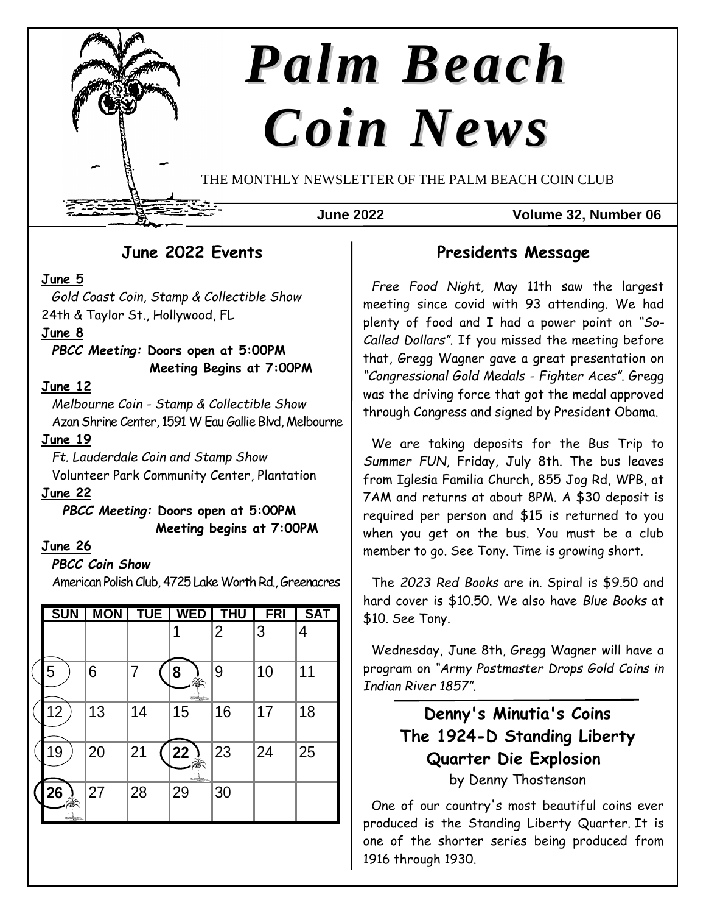# Palm Beach Coin News

THE MONTHLY NEWSLETTER OF THE PALM BEACH COIN CLUB

**June 2022** **Volume 32, Number 06**

## June 2022 Events

**June 5**

*Gold Coast Coin, Stamp & Collectible Show*
24th & Taylor St., Hollywood, FL

**June 8**

***PBCC Meeting:*** **Doors open at 5:00PM**
**Meeting Begins at 7:00PM**

**June 12**

*Melbourne Coin - Stamp & Collectible Show*
Azan Shrine Center, 1591 W Eau Gallie Blvd, Melbourne

**June 19**

*Ft. Lauderdale Coin and Stamp Show*
Volunteer Park Community Center, Plantation

**June 22**

***PBCC Meeting:*** **Doors open at 5:00PM**
**Meeting begins at 7:00PM**

**June 26**

***PBCC Coin Show***
American Polish Club, 4725 Lake Worth Rd., Greenacres

| SUN | MON | TUE | WED | THU | FRI | SAT |
|---|---|---|---|---|---|---|
| | | | 1 | 2 | 3 | 4 |
| 5 | 6 | 7 | **8** | 9 | 10 | 11 |
| 12 | 13 | 14 | 15 | 16 | 17 | 18 |
| 19 | 20 | 21 | **22** | 23 | 24 | 25 |
| **26** | 27 | 28 | 29 | 30 | | |

## Presidents Message

*Free Food Night,* May 11th saw the largest meeting since covid with 93 attending. We had plenty of food and I had a power point on *"So-Called Dollars"*. If you missed the meeting before that, Gregg Wagner gave a great presentation on *"Congressional Gold Medals - Fighter Aces"*. Gregg was the driving force that got the medal approved through Congress and signed by President Obama.

We are taking deposits for the Bus Trip to *Summer FUN*, Friday, July 8th. The bus leaves from Iglesia Familia Church, 855 Jog Rd, WPB, at 7AM and returns at about 8PM. A $30 deposit is required per person and $15 is returned to you when you get on the bus. You must be a club member to go. See Tony. Time is growing short.

The *2023 Red Books* are in. Spiral is $9.50 and hard cover is $10.50. We also have *Blue Books* at $10. See Tony.

Wednesday, June 8th, Gregg Wagner will have a program on *"Army Postmaster Drops Gold Coins in Indian River 1857"*.

## Denny's Minutia's Coins The 1924-D Standing Liberty Quarter Die Explosion

by Denny Thostenson

One of our country's most beautiful coins ever produced is the Standing Liberty Quarter. It is one of the shorter series being produced from 1916 through 1930.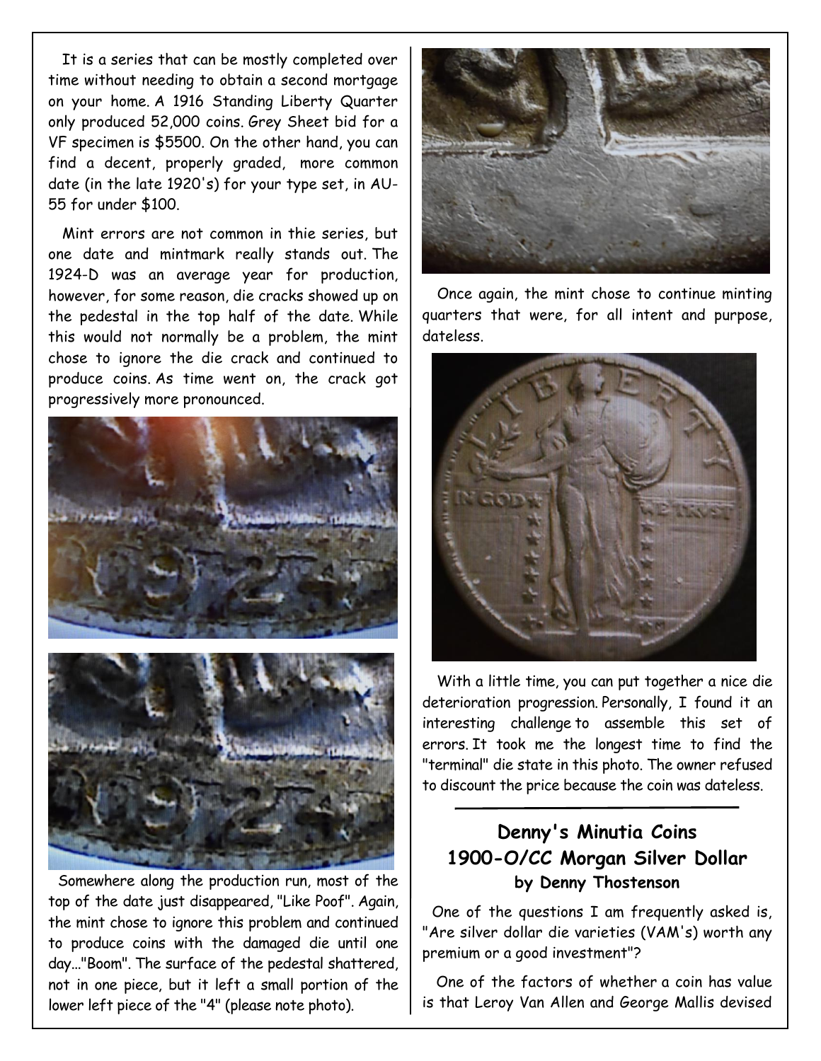It is a series that can be mostly completed over time without needing to obtain a second mortgage on your home. A 1916 Standing Liberty Quarter only produced 52,000 coins. Grey Sheet bid for a VF specimen is $5500. On the other hand, you can find a decent, properly graded, more common date (in the late 1920's) for your type set, in AU-55 for under $100.

Mint errors are not common in thie series, but one date and mintmark really stands out. The 1924-D was an average year for production, however, for some reason, die cracks showed up on the pedestal in the top half of the date. While this would not normally be a problem, the mint chose to ignore the die crack and continued to produce coins. As time went on, the crack got progressively more pronounced.

Somewhere along the production run, most of the top of the date just disappeared, "Like Poof". Again, the mint chose to ignore this problem and continued to produce coins with the damaged die until one day..."Boom". The surface of the pedestal shattered, not in one piece, but it left a small portion of the lower left piece of the "4" (please note photo).

Once again, the mint chose to continue minting quarters that were, for all intent and purpose, dateless.

With a little time, you can put together a nice die deterioration progression. Personally, I found it an interesting challenge to assemble this set of errors. It took me the longest time to find the "terminal" die state in this photo. The owner refused to discount the price because the coin was dateless.

---

## Denny's Minutia Coins
## 1900-O/CC Morgan Silver Dollar
### by Denny Thostenson

One of the questions I am frequently asked is, "Are silver dollar die varieties (VAM's) worth any premium or a good investment"?

One of the factors of whether a coin has value is that Leroy Van Allen and George Mallis devised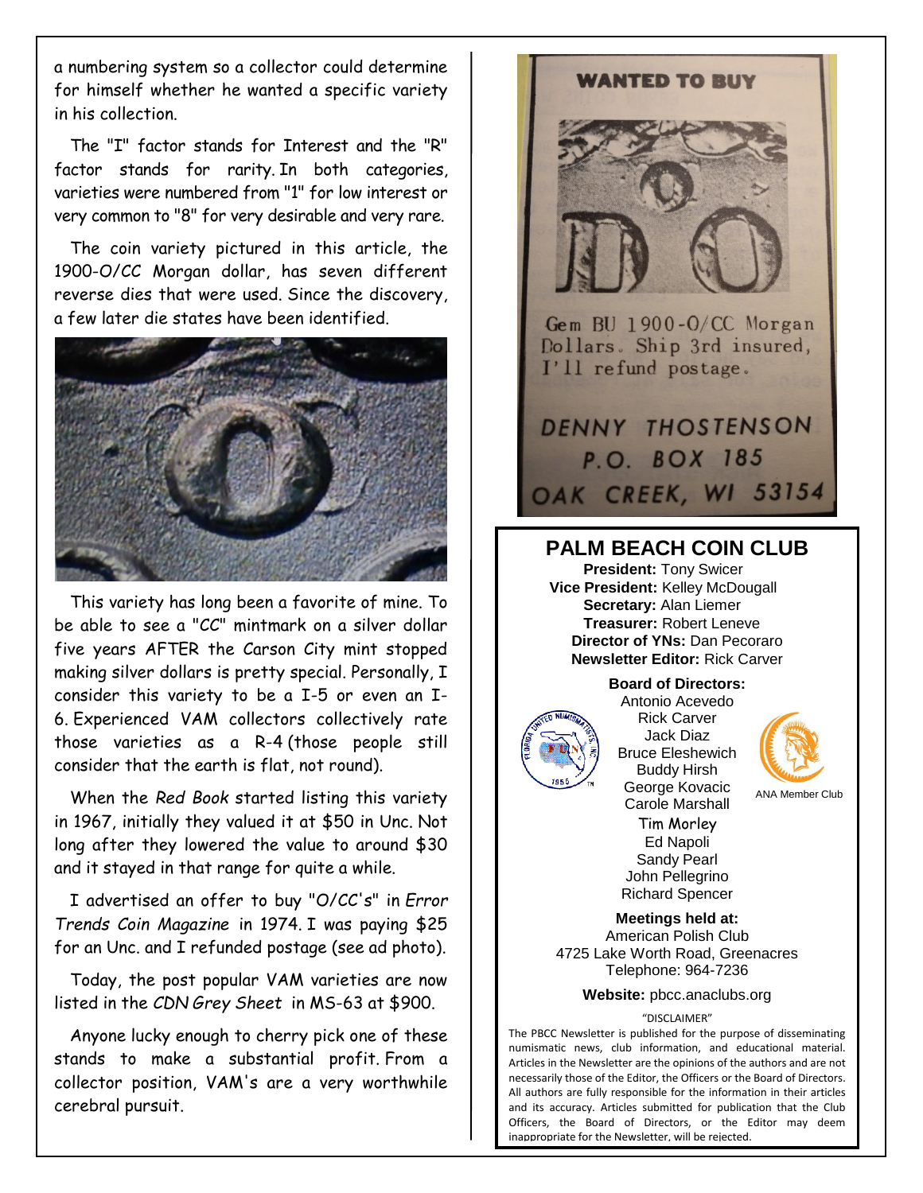a numbering system so a collector could determine for himself whether he wanted a specific variety in his collection.

The "I" factor stands for Interest and the "R" factor stands for rarity. In both categories, varieties were numbered from "1" for low interest or very common to "8" for very desirable and very rare.

The coin variety pictured in this article, the 1900-O/CC Morgan dollar, has seven different reverse dies that were used. Since the discovery, a few later die states have been identified.

This variety has long been a favorite of mine. To be able to see a "CC" mintmark on a silver dollar five years AFTER the Carson City mint stopped making silver dollars is pretty special. Personally, I consider this variety to be a I-5 or even an I-6. Experienced VAM collectors collectively rate those varieties as a R-4 (those people still consider that the earth is flat, not round).

When the *Red Book* started listing this variety in 1967, initially they valued it at $50 in Unc. Not long after they lowered the value to around $30 and it stayed in that range for quite a while.

I advertised an offer to buy "O/CC's" in *Error Trends Coin Magazine* in 1974. I was paying $25 for an Unc. and I refunded postage (see ad photo).

Today, the post popular VAM varieties are now listed in the *CDN Grey Sheet* in MS-63 at $900.

Anyone lucky enough to cherry pick one of these stands to make a substantial profit. From a collector position, VAM's are a very worthwhile cerebral pursuit.

**WANTED TO BUY**

Gem BU 1900-O/CC Morgan Dollars. Ship 3rd insured, I'll refund postage.

DENNY THOSTENSON
P.O. BOX 185
OAK CREEK, WI 53154

## PALM BEACH COIN CLUB

**President:** Tony Swicer
**Vice President:** Kelley McDougall
**Secretary:** Alan Liemer
**Treasurer:** Robert Leneve
**Director of YNs:** Dan Pecoraro
**Newsletter Editor:** Rick Carver

**Board of Directors:**
Antonio Acevedo
Rick Carver
Jack Diaz
Bruce Eleshewich
Buddy Hirsh
George Kovacic
Carole Marshall
Tim Morley
Ed Napoli
Sandy Pearl
John Pellegrino
Richard Spencer

ANA Member Club

**Meetings held at:**
American Polish Club
4725 Lake Worth Road, Greenacres
Telephone: 964-7236

**Website:** pbcc.anaclubs.org

"DISCLAIMER"

The PBCC Newsletter is published for the purpose of disseminating numismatic news, club information, and educational material. Articles in the Newsletter are the opinions of the authors and are not necessarily those of the Editor, the Officers or the Board of Directors. All authors are fully responsible for the information in their articles and its accuracy. Articles submitted for publication that the Club Officers, the Board of Directors, or the Editor may deem inappropriate for the Newsletter, will be rejected.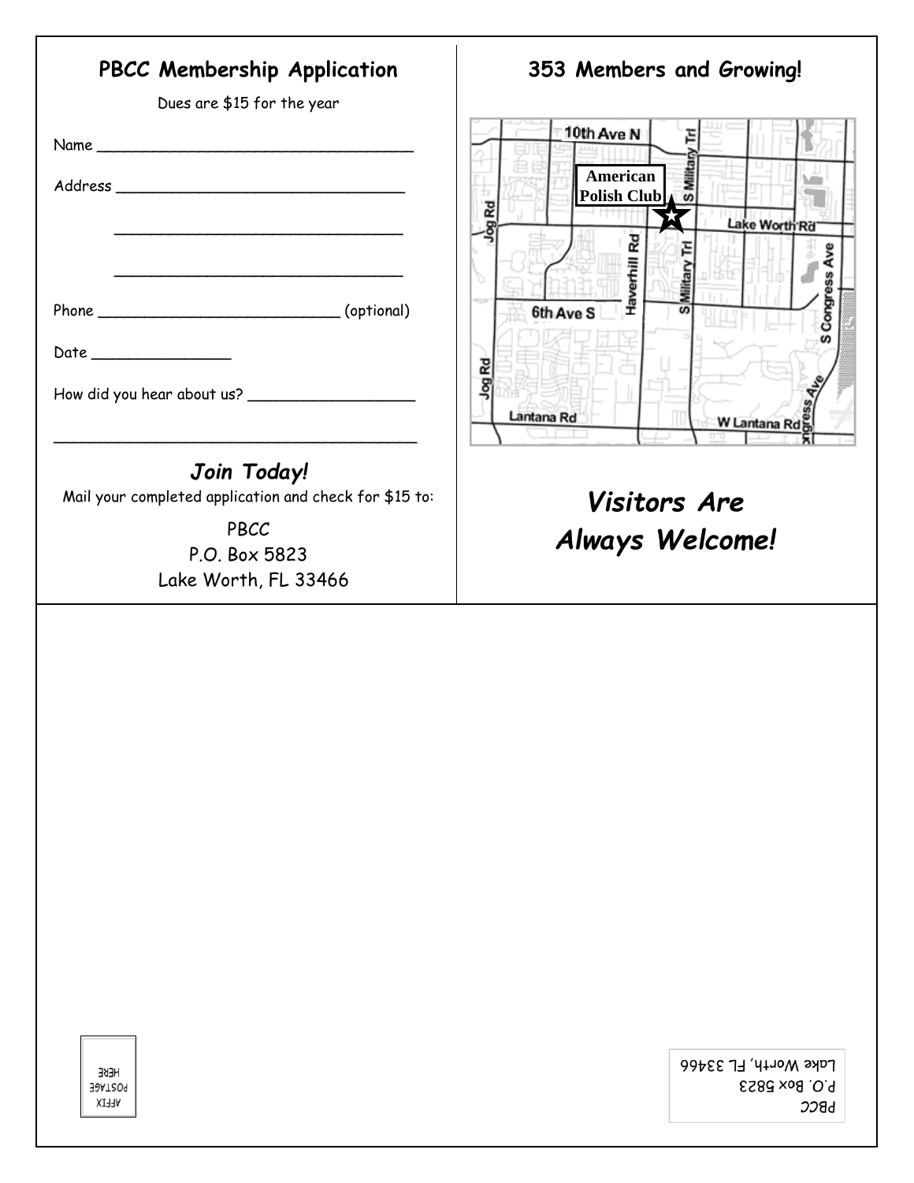## PBCC Membership Application

Dues are $15 for the year

Name ___________________________________

Address _______________________________

_______________________________

_______________________________

Phone ___________________________ (optional)

Date _______________

How did you hear about us? __________________

_______________________________________

### *Join Today!*

Mail your completed application and check for $15 to:

PBCC
P.O. Box 5823
Lake Worth, FL 33466

## 353 Members and Growing!

10th Ave N
American Polish Club
S Military Trl
Jog Rd
Lake Worth Rd
Haverhill Rd
S Military Trl
S Congress Ave
6th Ave S
Jog Rd
Lantana Rd
W Lantana Rd
Congress Ave

### *Visitors Are Always Welcome!*

AFFIX
POSTAGE
HERE

PBCC
P.O. Box 5823
Lake Worth, FL 33466